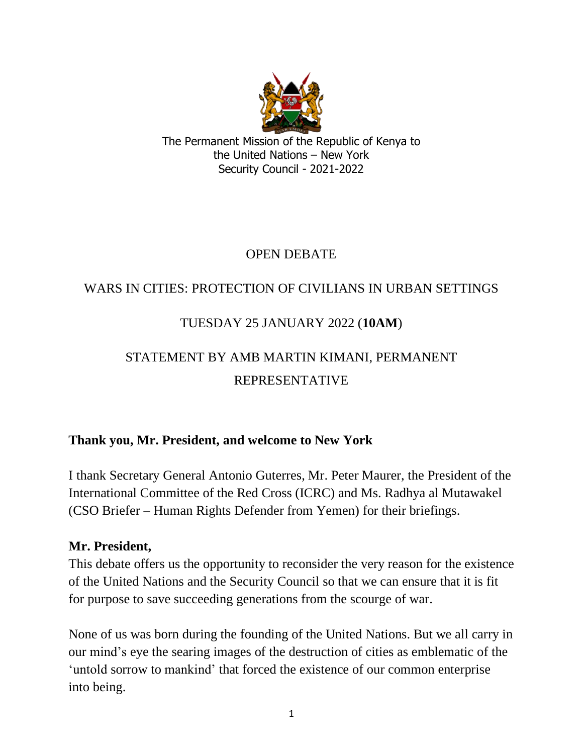The Permanent Mission of the Republic of Kenya to the United Nations – New York
Security Council - 2021-2022

OPEN DEBATE

WARS IN CITIES: PROTECTION OF CIVILIANS IN URBAN SETTINGS

TUESDAY 25 JANUARY 2022 (**10AM**)

STATEMENT BY AMB MARTIN KIMANI, PERMANENT REPRESENTATIVE

**Thank you, Mr. President, and welcome to New York**

I thank Secretary General Antonio Guterres, Mr. Peter Maurer, the President of the International Committee of the Red Cross (ICRC) and Ms. Radhya al Mutawakel (CSO Briefer – Human Rights Defender from Yemen) for their briefings.

**Mr. President,**

This debate offers us the opportunity to reconsider the very reason for the existence of the United Nations and the Security Council so that we can ensure that it is fit for purpose to save succeeding generations from the scourge of war.

None of us was born during the founding of the United Nations. But we all carry in our mind's eye the searing images of the destruction of cities as emblematic of the 'untold sorrow to mankind' that forced the existence of our common enterprise into being.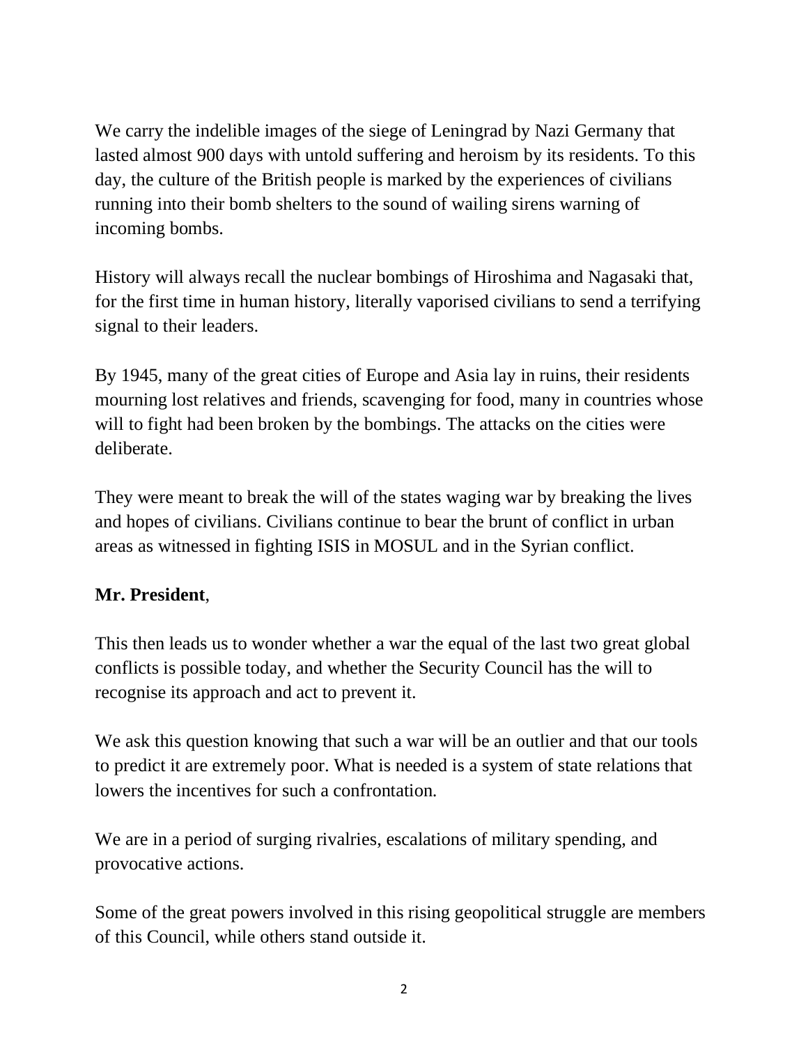We carry the indelible images of the siege of Leningrad by Nazi Germany that lasted almost 900 days with untold suffering and heroism by its residents. To this day, the culture of the British people is marked by the experiences of civilians running into their bomb shelters to the sound of wailing sirens warning of incoming bombs.

History will always recall the nuclear bombings of Hiroshima and Nagasaki that, for the first time in human history, literally vaporised civilians to send a terrifying signal to their leaders.

By 1945, many of the great cities of Europe and Asia lay in ruins, their residents mourning lost relatives and friends, scavenging for food, many in countries whose will to fight had been broken by the bombings. The attacks on the cities were deliberate.

They were meant to break the will of the states waging war by breaking the lives and hopes of civilians. Civilians continue to bear the brunt of conflict in urban areas as witnessed in fighting ISIS in MOSUL and in the Syrian conflict.

**Mr. President**,

This then leads us to wonder whether a war the equal of the last two great global conflicts is possible today, and whether the Security Council has the will to recognise its approach and act to prevent it.

We ask this question knowing that such a war will be an outlier and that our tools to predict it are extremely poor. What is needed is a system of state relations that lowers the incentives for such a confrontation.

We are in a period of surging rivalries, escalations of military spending, and provocative actions.

Some of the great powers involved in this rising geopolitical struggle are members of this Council, while others stand outside it.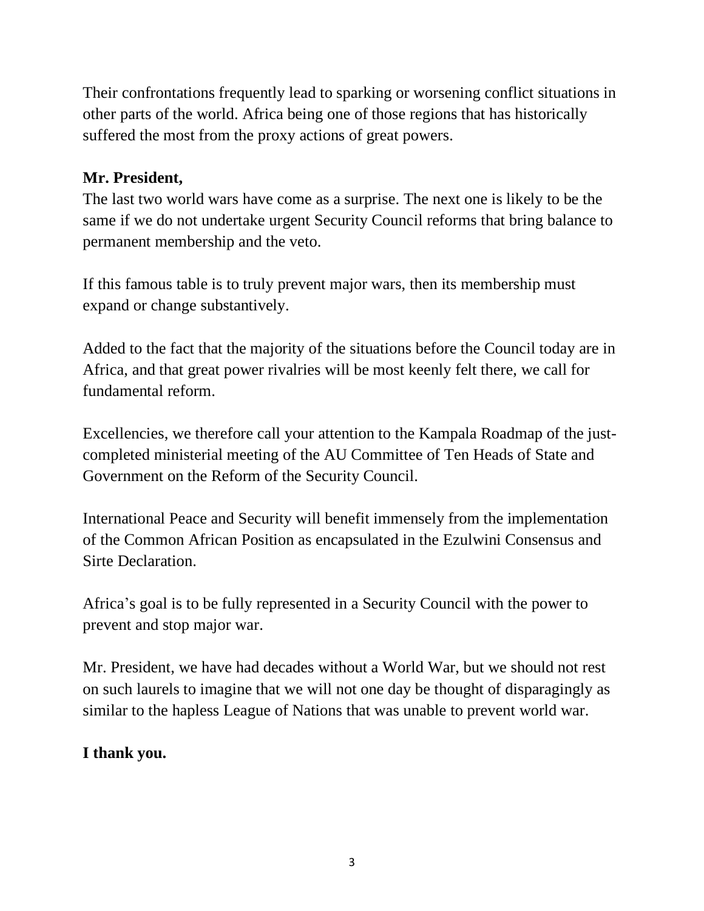Their confrontations frequently lead to sparking or worsening conflict situations in other parts of the world. Africa being one of those regions that has historically suffered the most from the proxy actions of great powers.

**Mr. President,**

The last two world wars have come as a surprise. The next one is likely to be the same if we do not undertake urgent Security Council reforms that bring balance to permanent membership and the veto.

If this famous table is to truly prevent major wars, then its membership must expand or change substantively.

Added to the fact that the majority of the situations before the Council today are in Africa, and that great power rivalries will be most keenly felt there, we call for fundamental reform.

Excellencies, we therefore call your attention to the Kampala Roadmap of the just-completed ministerial meeting of the AU Committee of Ten Heads of State and Government on the Reform of the Security Council.

International Peace and Security will benefit immensely from the implementation of the Common African Position as encapsulated in the Ezulwini Consensus and Sirte Declaration.

Africa's goal is to be fully represented in a Security Council with the power to prevent and stop major war.

Mr. President, we have had decades without a World War, but we should not rest on such laurels to imagine that we will not one day be thought of disparagingly as similar to the hapless League of Nations that was unable to prevent world war.

**I thank you.**